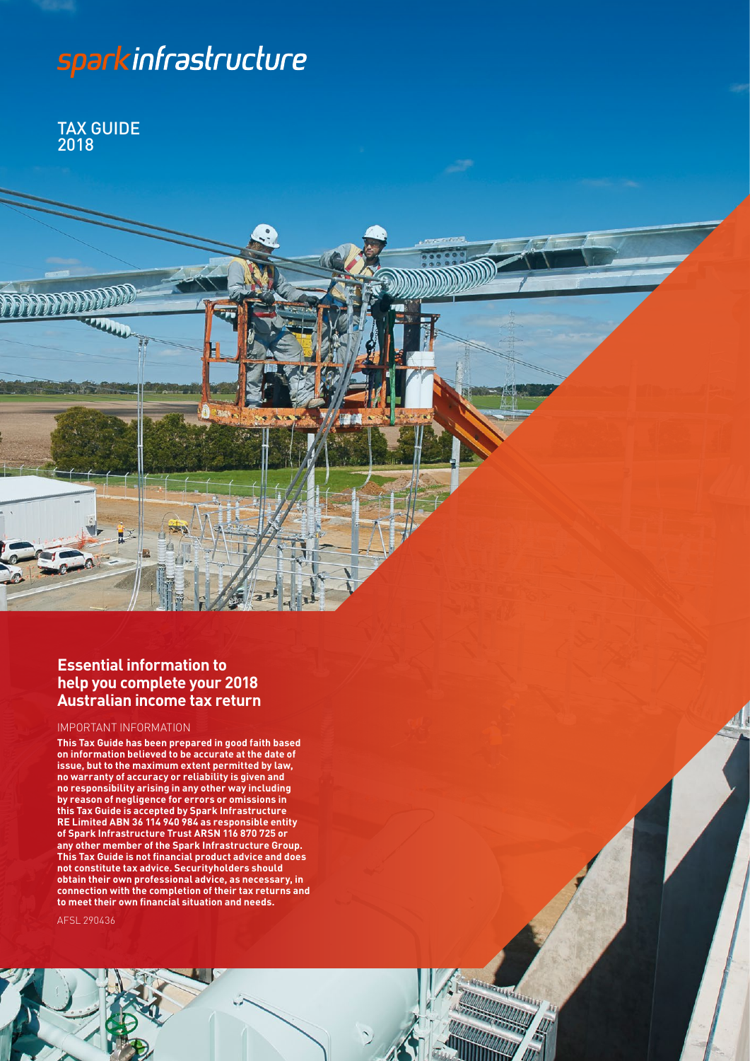sparkinfrastructure

TAX GUIDE
2018

## Essential information to help you complete your 2018 Australian income tax return

IMPORTANT INFORMATION

**This Tax Guide has been prepared in good faith based on information believed to be accurate at the date of issue, but to the maximum extent permitted by law, no warranty of accuracy or reliability is given and no responsibility arising in any other way including by reason of negligence for errors or omissions in this Tax Guide is accepted by Spark Infrastructure RE Limited ABN 36 114 940 984 as responsible entity of Spark Infrastructure Trust ARSN 116 870 725 or any other member of the Spark Infrastructure Group. This Tax Guide is not financial product advice and does not constitute tax advice. Securityholders should obtain their own professional advice, as necessary, in connection with the completion of their tax returns and to meet their own financial situation and needs.**

AFSL 290436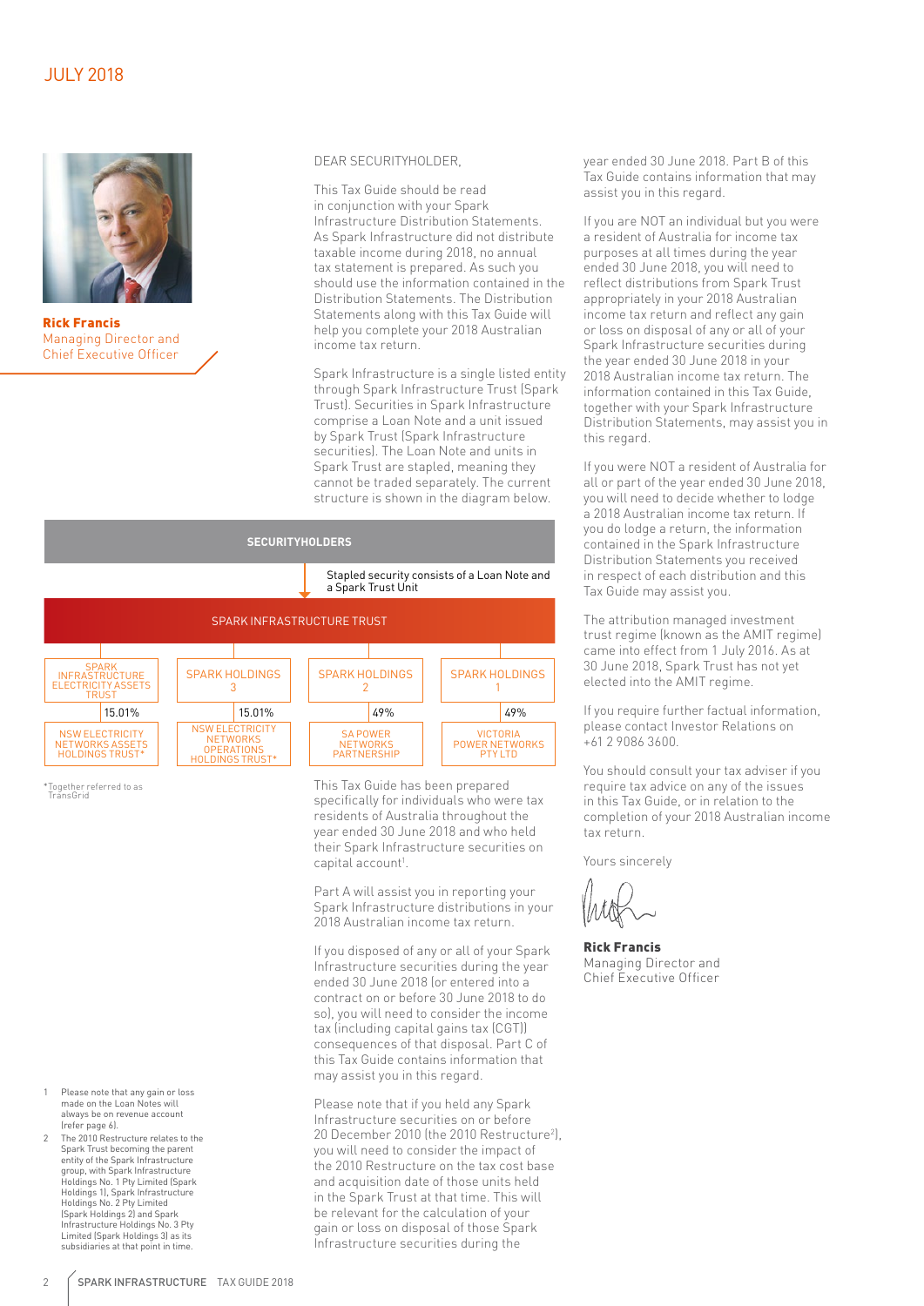JULY 2018

**Rick Francis**
Managing Director and Chief Executive Officer

DEAR SECURITYHOLDER,

This Tax Guide should be read in conjunction with your Spark Infrastructure Distribution Statements. As Spark Infrastructure did not distribute taxable income during 2018, no annual tax statement is prepared. As such you should use the information contained in the Distribution Statements. The Distribution Statements along with this Tax Guide will help you complete your 2018 Australian income tax return.

Spark Infrastructure is a single listed entity through Spark Infrastructure Trust (Spark Trust). Securities in Spark Infrastructure comprise a Loan Note and a unit issued by Spark Trust (Spark Infrastructure securities). The Loan Note and units in Spark Trust are stapled, meaning they cannot be traded separately. The current structure is shown in the diagram below.

**SECURITYHOLDERS**

Stapled security consists of a Loan Note and a Spark Trust Unit

SPARK INFRASTRUCTURE TRUST

| SPARK INFRASTRUCTURE ELECTRICITY ASSETS TRUST | SPARK HOLDINGS 3 | SPARK HOLDINGS 2 | SPARK HOLDINGS 1 |
|---|---|---|---|
| 15.01% | 15.01% | 49% | 49% |
| NSW ELECTRICITY NETWORKS ASSETS HOLDINGS TRUST* | NSW ELECTRICITY NETWORKS OPERATIONS HOLDINGS TRUST* | SA POWER NETWORKS PARTNERSHIP | VICTORIA POWER NETWORKS PTY LTD |

*Together referred to as TransGrid

This Tax Guide has been prepared specifically for individuals who were tax residents of Australia throughout the year ended 30 June 2018 and who held their Spark Infrastructure securities on capital account[1].

Part A will assist you in reporting your Spark Infrastructure distributions in your 2018 Australian income tax return.

If you disposed of any or all of your Spark Infrastructure securities during the year ended 30 June 2018 (or entered into a contract on or before 30 June 2018 to do so), you will need to consider the income tax (including capital gains tax (CGT)) consequences of that disposal. Part C of this Tax Guide contains information that may assist you in this regard.

Please note that if you held any Spark Infrastructure securities on or before 20 December 2010 (the 2010 Restructure[2]), you will need to consider the impact of the 2010 Restructure on the tax cost base and acquisition date of those units held in the Spark Trust at that time. This will be relevant for the calculation of your gain or loss on disposal of those Spark Infrastructure securities during the year ended 30 June 2018. Part B of this Tax Guide contains information that may assist you in this regard.

If you are NOT an individual but you were a resident of Australia for income tax purposes at all times during the year ended 30 June 2018, you will need to reflect distributions from Spark Trust appropriately in your 2018 Australian income tax return and reflect any gain or loss on disposal of any or all of your Spark Infrastructure securities during the year ended 30 June 2018 in your 2018 Australian income tax return. The information contained in this Tax Guide, together with your Spark Infrastructure Distribution Statements, may assist you in this regard.

If you were NOT a resident of Australia for all or part of the year ended 30 June 2018, you will need to decide whether to lodge a 2018 Australian income tax return. If you do lodge a return, the information contained in the Spark Infrastructure Distribution Statements you received in respect of each distribution and this Tax Guide may assist you.

The attribution managed investment trust regime (known as the AMIT regime) came into effect from 1 July 2016. As at 30 June 2018, Spark Trust has not yet elected into the AMIT regime.

If you require further factual information, please contact Investor Relations on +61 2 9086 3600.

You should consult your tax adviser if you require tax advice on any of the issues in this Tax Guide, or in relation to the completion of your 2018 Australian income tax return.

Yours sincerely

**Rick Francis**
Managing Director and Chief Executive Officer

1 Please note that any gain or loss made on the Loan Notes will always be on revenue account (refer page 6).

2 The 2010 Restructure relates to the Spark Trust becoming the parent entity of the Spark Infrastructure group, with Spark Infrastructure Holdings No. 1 Pty Limited (Spark Holdings 1), Spark Infrastructure Holdings No. 2 Pty Limited (Spark Holdings 2) and Spark Infrastructure Holdings No. 3 Pty Limited (Spark Holdings 3) as its subsidiaries at that point in time.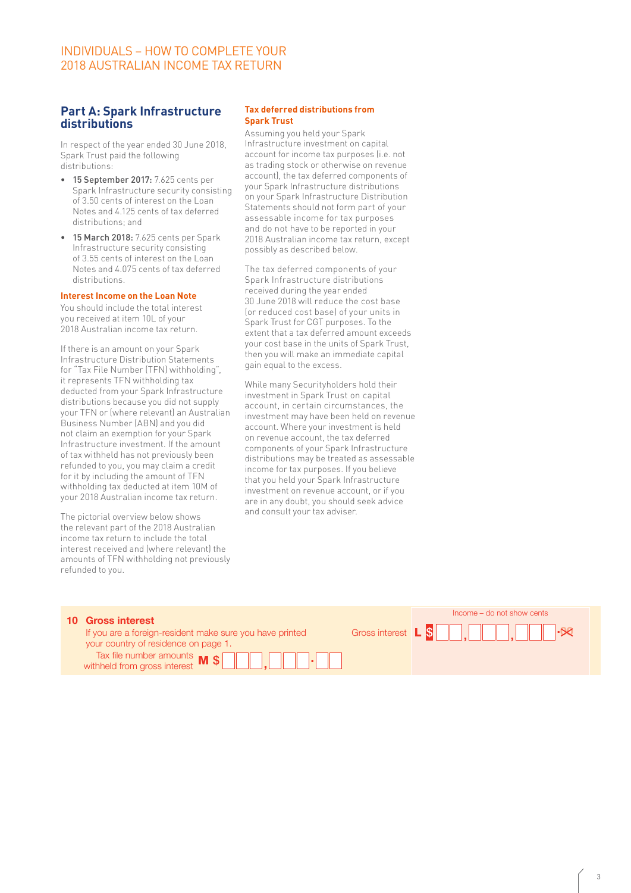# INDIVIDUALS – HOW TO COMPLETE YOUR 2018 AUSTRALIAN INCOME TAX RETURN

## Part A: Spark Infrastructure distributions

In respect of the year ended 30 June 2018, Spark Trust paid the following distributions:

- **15 September 2017:** 7.625 cents per Spark Infrastructure security consisting of 3.50 cents of interest on the Loan Notes and 4.125 cents of tax deferred distributions; and
- **15 March 2018:** 7.625 cents per Spark Infrastructure security consisting of 3.55 cents of interest on the Loan Notes and 4.075 cents of tax deferred distributions.

### Interest Income on the Loan Note

You should include the total interest you received at item 10L of your 2018 Australian income tax return.

If there is an amount on your Spark Infrastructure Distribution Statements for "Tax File Number (TFN) withholding", it represents TFN withholding tax deducted from your Spark Infrastructure distributions because you did not supply your TFN or (where relevant) an Australian Business Number (ABN) and you did not claim an exemption for your Spark Infrastructure investment. If the amount of tax withheld has not previously been refunded to you, you may claim a credit for it by including the amount of TFN withholding tax deducted at item 10M of your 2018 Australian income tax return.

The pictorial overview below shows the relevant part of the 2018 Australian income tax return to include the total interest received and (where relevant) the amounts of TFN withholding not previously refunded to you.

### Tax deferred distributions from Spark Trust

Assuming you held your Spark Infrastructure investment on capital account for income tax purposes (i.e. not as trading stock or otherwise on revenue account), the tax deferred components of your Spark Infrastructure distributions on your Spark Infrastructure Distribution Statements should not form part of your assessable income for tax purposes and do not have to be reported in your 2018 Australian income tax return, except possibly as described below.

The tax deferred components of your Spark Infrastructure distributions received during the year ended 30 June 2018 will reduce the cost base (or reduced cost base) of your units in Spark Trust for CGT purposes. To the extent that a tax deferred amount exceeds your cost base in the units of Spark Trust, then you will make an immediate capital gain equal to the excess.

While many Securityholders hold their investment in Spark Trust on capital account, in certain circumstances, the investment may have been held on revenue account. Where your investment is held on revenue account, the tax deferred components of your Spark Infrastructure distributions may be treated as assessable income for tax purposes. If you believe that you held your Spark Infrastructure investment on revenue account, or if you are in any doubt, you should seek advice and consult your tax adviser.

**10 Gross interest**

If you are a foreign-resident make sure you have printed your country of residence on page 1.

Income – do not show cents

Gross interest **L** $ ☐☐,☐☐☐,☐☐☐.~~00~~

Tax file number amounts withheld from gross interest **M** $ ☐☐,☐☐☐.☐☐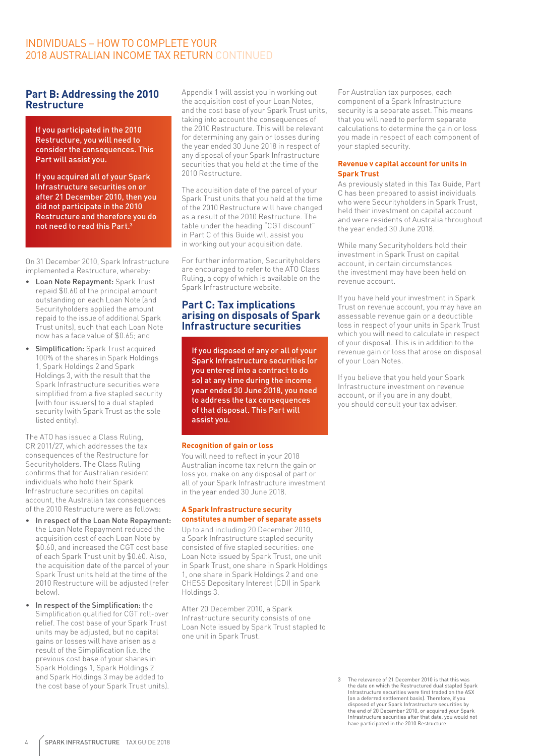## Part B: Addressing the 2010 Restructure

**If you participated in the 2010 Restructure, you will need to consider the consequences. This Part will assist you.**

**If you acquired all of your Spark Infrastructure securities on or after 21 December 2010, then you did not participate in the 2010 Restructure and therefore you do not need to read this Part.[3]**

On 31 December 2010, Spark Infrastructure implemented a Restructure, whereby:

- **Loan Note Repayment:** Spark Trust repaid $0.60 of the principal amount outstanding on each Loan Note (and Securityholders applied the amount repaid to the issue of additional Spark Trust units), such that each Loan Note now has a face value of $0.65; and
- **Simplification:** Spark Trust acquired 100% of the shares in Spark Holdings 1, Spark Holdings 2 and Spark Holdings 3, with the result that the Spark Infrastructure securities were simplified from a five stapled security (with four issuers) to a dual stapled security (with Spark Trust as the sole listed entity).

The ATO has issued a Class Ruling, CR 2011/27, which addresses the tax consequences of the Restructure for Securityholders. The Class Ruling confirms that for Australian resident individuals who hold their Spark Infrastructure securities on capital account, the Australian tax consequences of the 2010 Restructure were as follows:

- **In respect of the Loan Note Repayment:** the Loan Note Repayment reduced the acquisition cost of each Loan Note by $0.60, and increased the CGT cost base of each Spark Trust unit by $0.60. Also, the acquisition date of the parcel of your Spark Trust units held at the time of the 2010 Restructure will be adjusted (refer below).
- **In respect of the Simplification:** the Simplification qualified for CGT roll-over relief. The cost base of your Spark Trust units may be adjusted, but no capital gains or losses will have arisen as a result of the Simplification (i.e. the previous cost base of your shares in Spark Holdings 1, Spark Holdings 2 and Spark Holdings 3 may be added to the cost base of your Spark Trust units).

Appendix 1 will assist you in working out the acquisition cost of your Loan Notes, and the cost base of your Spark Trust units, taking into account the consequences of the 2010 Restructure. This will be relevant for determining any gain or losses during the year ended 30 June 2018 in respect of any disposal of your Spark Infrastructure securities that you held at the time of the 2010 Restructure.

The acquisition date of the parcel of your Spark Trust units that you held at the time of the 2010 Restructure will have changed as a result of the 2010 Restructure. The table under the heading "CGT discount" in Part C of this Guide will assist you in working out your acquisition date.

For further information, Securityholders are encouraged to refer to the ATO Class Ruling, a copy of which is available on the Spark Infrastructure website.

## Part C: Tax implications arising on disposals of Spark Infrastructure securities

**If you disposed of any or all of your Spark Infrastructure securities (or you entered into a contract to do so) at any time during the income year ended 30 June 2018, you need to address the tax consequences of that disposal. This Part will assist you.**

#### Recognition of gain or loss

You will need to reflect in your 2018 Australian income tax return the gain or loss you make on any disposal of part or all of your Spark Infrastructure investment in the year ended 30 June 2018.

#### A Spark Infrastructure security constitutes a number of separate assets

Up to and including 20 December 2010, a Spark Infrastructure stapled security consisted of five stapled securities: one Loan Note issued by Spark Trust, one unit in Spark Trust, one share in Spark Holdings 1, one share in Spark Holdings 2 and one CHESS Depositary Interest (CDI) in Spark Holdings 3.

After 20 December 2010, a Spark Infrastructure security consists of one Loan Note issued by Spark Trust stapled to one unit in Spark Trust.

For Australian tax purposes, each component of a Spark Infrastructure security is a separate asset. This means that you will need to perform separate calculations to determine the gain or loss you made in respect of each component of your stapled security.

#### Revenue v capital account for units in Spark Trust

As previously stated in this Tax Guide, Part C has been prepared to assist individuals who were Securityholders in Spark Trust, held their investment on capital account and were residents of Australia throughout the year ended 30 June 2018.

While many Securityholders hold their investment in Spark Trust on capital account, in certain circumstances the investment may have been held on revenue account.

If you have held your investment in Spark Trust on revenue account, you may have an assessable revenue gain or a deductible loss in respect of your units in Spark Trust which you will need to calculate in respect of your disposal. This is in addition to the revenue gain or loss that arose on disposal of your Loan Notes.

If you believe that you held your Spark Infrastructure investment on revenue account, or if you are in any doubt, you should consult your tax adviser.

[3] The relevance of 21 December 2010 is that this was the date on which the Restructured dual stapled Spark Infrastructure securities were first traded on the ASX (on a deferred settlement basis). Therefore, if you disposed of your Spark Infrastructure securities by the end of 20 December 2010, or acquired your Spark Infrastructure securities after that date, you would not have participated in the 2010 Restructure.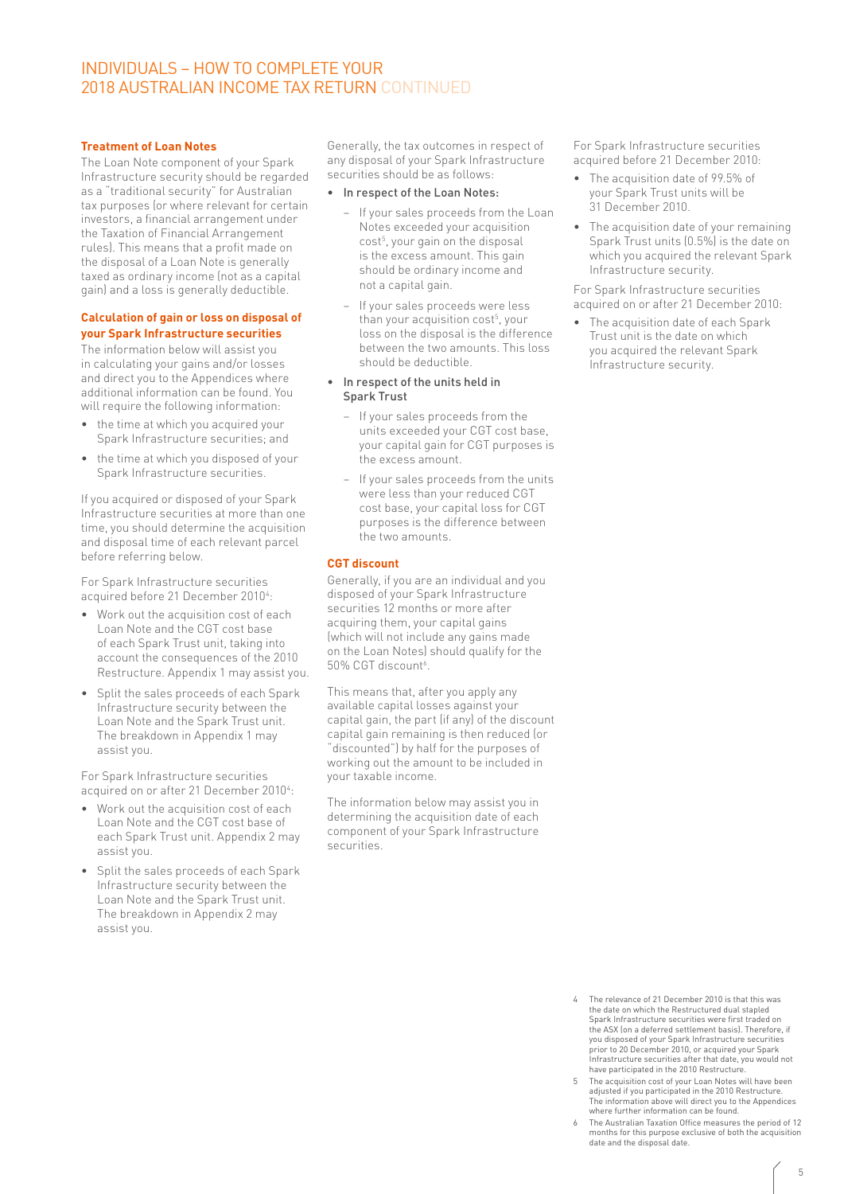# INDIVIDUALS – HOW TO COMPLETE YOUR 2018 AUSTRALIAN INCOME TAX RETURN CONTINUED

### Treatment of Loan Notes

The Loan Note component of your Spark Infrastructure security should be regarded as a "traditional security" for Australian tax purposes (or where relevant for certain investors, a financial arrangement under the Taxation of Financial Arrangement rules). This means that a profit made on the disposal of a Loan Note is generally taxed as ordinary income (not as a capital gain) and a loss is generally deductible.

### Calculation of gain or loss on disposal of your Spark Infrastructure securities

The information below will assist you in calculating your gains and/or losses and direct you to the Appendices where additional information can be found. You will require the following information:

- the time at which you acquired your Spark Infrastructure securities; and
- the time at which you disposed of your Spark Infrastructure securities.

If you acquired or disposed of your Spark Infrastructure securities at more than one time, you should determine the acquisition and disposal time of each relevant parcel before referring below.

For Spark Infrastructure securities acquired before 21 December 2010[4]:

- Work out the acquisition cost of each Loan Note and the CGT cost base of each Spark Trust unit, taking into account the consequences of the 2010 Restructure. Appendix 1 may assist you.
- Split the sales proceeds of each Spark Infrastructure security between the Loan Note and the Spark Trust unit. The breakdown in Appendix 1 may assist you.

For Spark Infrastructure securities acquired on or after 21 December 2010[4]:

- Work out the acquisition cost of each Loan Note and the CGT cost base of each Spark Trust unit. Appendix 2 may assist you.
- Split the sales proceeds of each Spark Infrastructure security between the Loan Note and the Spark Trust unit. The breakdown in Appendix 2 may assist you.

Generally, the tax outcomes in respect of any disposal of your Spark Infrastructure securities should be as follows:

- **In respect of the Loan Notes:**
  - If your sales proceeds from the Loan Notes exceeded your acquisition cost[5], your gain on the disposal is the excess amount. This gain should be ordinary income and not a capital gain.
  - If your sales proceeds were less than your acquisition cost[5], your loss on the disposal is the difference between the two amounts. This loss should be deductible.
- **In respect of the units held in Spark Trust**
  - If your sales proceeds from the units exceeded your CGT cost base, your capital gain for CGT purposes is the excess amount.
  - If your sales proceeds from the units were less than your reduced CGT cost base, your capital loss for CGT purposes is the difference between the two amounts.

### CGT discount

Generally, if you are an individual and you disposed of your Spark Infrastructure securities 12 months or more after acquiring them, your capital gains (which will not include any gains made on the Loan Notes) should qualify for the 50% CGT discount[6].

This means that, after you apply any available capital losses against your capital gain, the part (if any) of the discount capital gain remaining is then reduced (or "discounted") by half for the purposes of working out the amount to be included in your taxable income.

The information below may assist you in determining the acquisition date of each component of your Spark Infrastructure securities.

For Spark Infrastructure securities acquired before 21 December 2010:

- The acquisition date of 99.5% of your Spark Trust units will be 31 December 2010.
- The acquisition date of your remaining Spark Trust units (0.5%) is the date on which you acquired the relevant Spark Infrastructure security.

For Spark Infrastructure securities acquired on or after 21 December 2010:

- The acquisition date of each Spark Trust unit is the date on which you acquired the relevant Spark Infrastructure security.

4 The relevance of 21 December 2010 is that this was the date on which the Restructured dual stapled Spark Infrastructure securities were first traded on the ASX (on a deferred settlement basis). Therefore, if you disposed of your Spark Infrastructure securities prior to 20 December 2010, or acquired your Spark Infrastructure securities after that date, you would not have participated in the 2010 Restructure.

5 The acquisition cost of your Loan Notes will have been adjusted if you participated in the 2010 Restructure. The information above will direct you to the Appendices where further information can be found.

6 The Australian Taxation Office measures the period of 12 months for this purpose exclusive of both the acquisition date and the disposal date.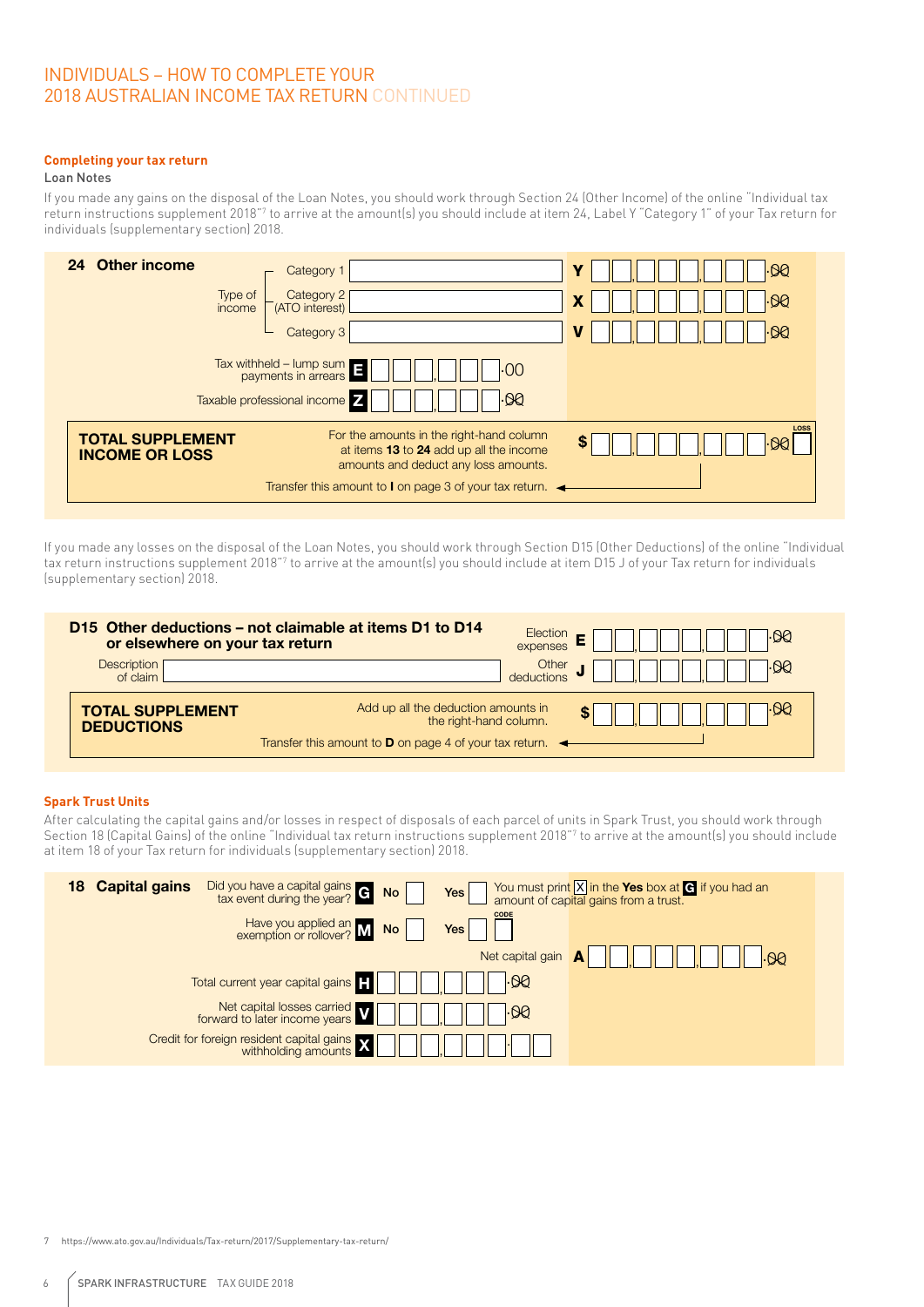## Completing your tax return

**Loan Notes**

If you made any gains on the disposal of the Loan Notes, you should work through Section 24 (Other Income) of the online "Individual tax return instructions supplement 2018"[7] to arrive at the amount(s) you should include at item 24, Label Y "Category 1" of your Tax return for individuals (supplementary section) 2018.

**24 Other income**

| Type of income | | Label | Amount |
|---|---|---|---|
| Category 1 | | Y | .00 |
| Category 2 (ATO interest) | | X | .00 |
| Category 3 | | V | .00 |
| Tax withheld – lump sum payments in arrears | E | .00 | |
| Taxable professional income | Z | .00 | |

**TOTAL SUPPLEMENT INCOME OR LOSS**

For the amounts in the right-hand column at items **13** to **24** add up all the income amounts and deduct any loss amounts. $ .00 LOSS

Transfer this amount to **I** on page 3 of your tax return.

If you made any losses on the disposal of the Loan Notes, you should work through Section D15 (Other Deductions) of the online "Individual tax return instructions supplement 2018"[7] to arrive at the amount(s) you should include at item D15 J of your Tax return for individuals (supplementary section) 2018.

**D15 Other deductions – not claimable at items D1 to D14 or elsewhere on your tax return**

| | Label | Amount |
|---|---|---|
| Election expenses | E | .00 |
| Description of claim / Other deductions | J | .00 |

**TOTAL SUPPLEMENT DEDUCTIONS**

Add up all the deduction amounts in the right-hand column. $ .00

Transfer this amount to **D** on page 4 of your tax return.

## Spark Trust Units

After calculating the capital gains and/or losses in respect of disposals of each parcel of units in Spark Trust, you should work through Section 18 (Capital Gains) of the online "Individual tax return instructions supplement 2018"[7] to arrive at the amount(s) you should include at item 18 of your Tax return for individuals (supplementary section) 2018.

**18 Capital gains**

| | Label | |
|---|---|---|
| Did you have a capital gains tax event during the year? | G | No / Yes |
| Have you applied an exemption or rollover? | M | No / Yes / CODE |
| Net capital gain | A | .00 |
| Total current year capital gains | H | .00 |
| Net capital losses carried forward to later income years | V | .00 |
| Credit for foreign resident capital gains withholding amounts | X | |

You must print X in the **Yes** box at **G** if you had an amount of capital gains from a trust.

[7] https://www.ato.gov.au/Individuals/Tax-return/2017/Supplementary-tax-return/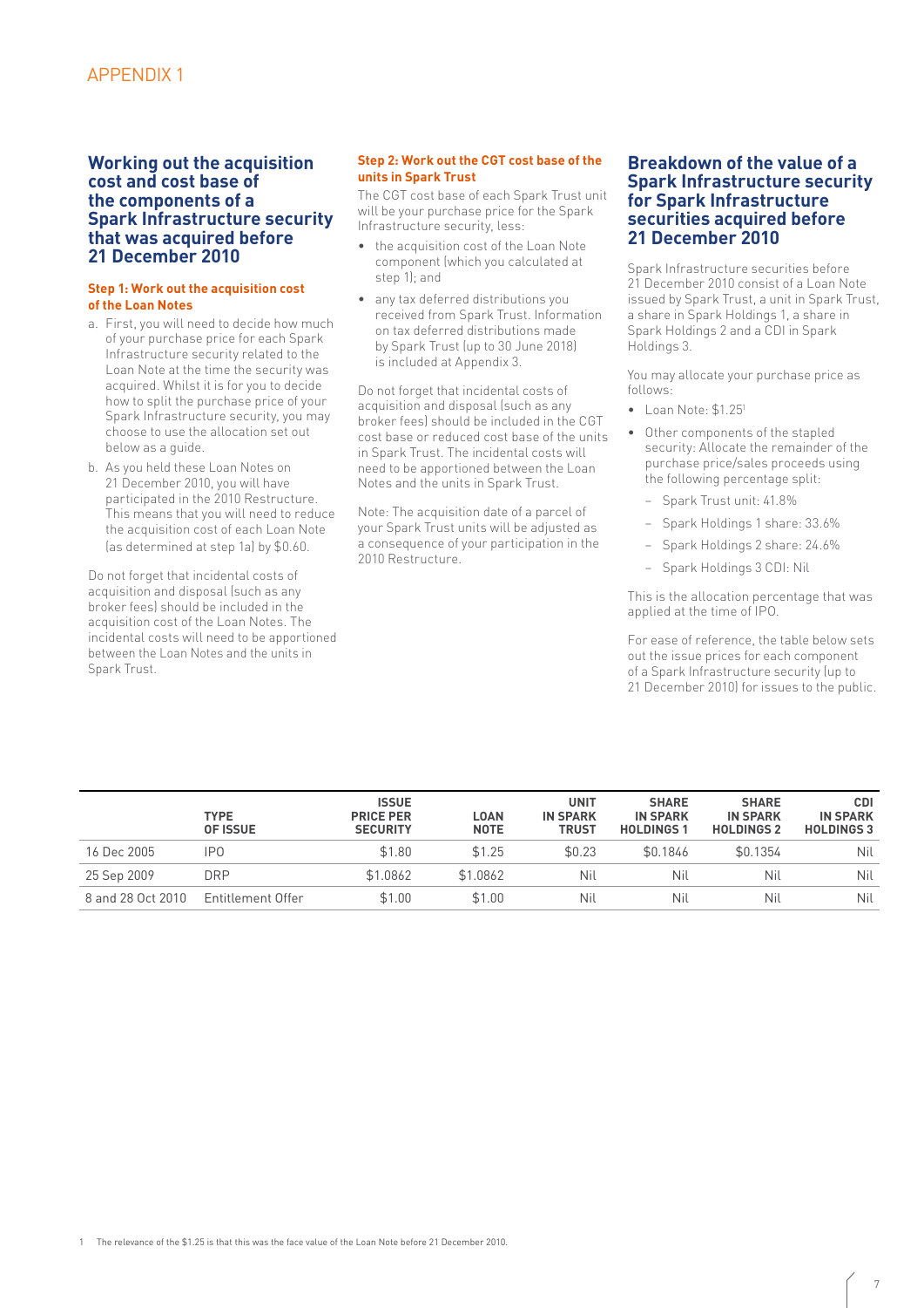# APPENDIX 1

## Working out the acquisition cost and cost base of the components of a Spark Infrastructure security that was acquired before 21 December 2010

### Step 1: Work out the acquisition cost of the Loan Notes

a. First, you will need to decide how much of your purchase price for each Spark Infrastructure security related to the Loan Note at the time the security was acquired. Whilst it is for you to decide how to split the purchase price of your Spark Infrastructure security, you may choose to use the allocation set out below as a guide.

b. As you held these Loan Notes on 21 December 2010, you will have participated in the 2010 Restructure. This means that you will need to reduce the acquisition cost of each Loan Note (as determined at step 1a) by $0.60.

Do not forget that incidental costs of acquisition and disposal (such as any broker fees) should be included in the acquisition cost of the Loan Notes. The incidental costs will need to be apportioned between the Loan Notes and the units in Spark Trust.

### Step 2: Work out the CGT cost base of the units in Spark Trust

The CGT cost base of each Spark Trust unit will be your purchase price for the Spark Infrastructure security, less:

- the acquisition cost of the Loan Note component (which you calculated at step 1); and
- any tax deferred distributions you received from Spark Trust. Information on tax deferred distributions made by Spark Trust (up to 30 June 2018) is included at Appendix 3.

Do not forget that incidental costs of acquisition and disposal (such as any broker fees) should be included in the CGT cost base or reduced cost base of the units in Spark Trust. The incidental costs will need to be apportioned between the Loan Notes and the units in Spark Trust.

Note: The acquisition date of a parcel of your Spark Trust units will be adjusted as a consequence of your participation in the 2010 Restructure.

## Breakdown of the value of a Spark Infrastructure security for Spark Infrastructure securities acquired before 21 December 2010

Spark Infrastructure securities before 21 December 2010 consist of a Loan Note issued by Spark Trust, a unit in Spark Trust, a share in Spark Holdings 1, a share in Spark Holdings 2 and a CDI in Spark Holdings 3.

You may allocate your purchase price as follows:

- Loan Note: $1.25[1]
- Other components of the stapled security: Allocate the remainder of the purchase price/sales proceeds using the following percentage split:
  - Spark Trust unit: 41.8%
  - Spark Holdings 1 share: 33.6%
  - Spark Holdings 2 share: 24.6%
  - Spark Holdings 3 CDI: Nil

This is the allocation percentage that was applied at the time of IPO.

For ease of reference, the table below sets out the issue prices for each component of a Spark Infrastructure security (up to 21 December 2010) for issues to the public.

| | TYPE OF ISSUE | ISSUE PRICE PER SECURITY | LOAN NOTE | UNIT IN SPARK TRUST | SHARE IN SPARK HOLDINGS 1 | SHARE IN SPARK HOLDINGS 2 | CDI IN SPARK HOLDINGS 3 |
|---|---|---|---|---|---|---|---|
| 16 Dec 2005 | IPO | $1.80 | $1.25 | $0.23 | $0.1846 | $0.1354 | Nil |
| 25 Sep 2009 | DRP | $1.0862 | $1.0862 | Nil | Nil | Nil | Nil |
| 8 and 28 Oct 2010 | Entitlement Offer | $1.00 | $1.00 | Nil | Nil | Nil | Nil |

1 The relevance of the $1.25 is that this was the face value of the Loan Note before 21 December 2010.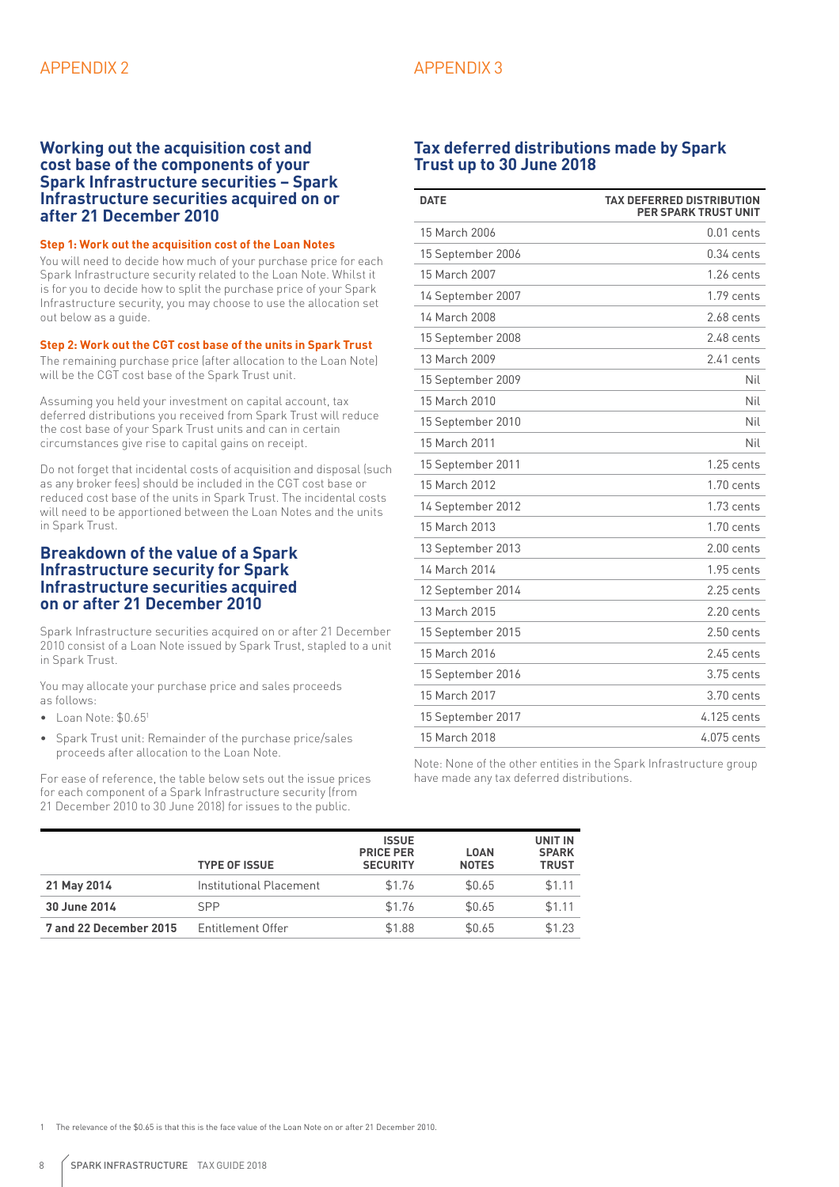# APPENDIX 2

## Working out the acquisition cost and cost base of the components of your Spark Infrastructure securities – Spark Infrastructure securities acquired on or after 21 December 2010

**Step 1: Work out the acquisition cost of the Loan Notes**

You will need to decide how much of your purchase price for each Spark Infrastructure security related to the Loan Note. Whilst it is for you to decide how to split the purchase price of your Spark Infrastructure security, you may choose to use the allocation set out below as a guide.

**Step 2: Work out the CGT cost base of the units in Spark Trust**

The remaining purchase price (after allocation to the Loan Note) will be the CGT cost base of the Spark Trust unit.

Assuming you held your investment on capital account, tax deferred distributions you received from Spark Trust will reduce the cost base of your Spark Trust units and can in certain circumstances give rise to capital gains on receipt.

Do not forget that incidental costs of acquisition and disposal (such as any broker fees) should be included in the CGT cost base or reduced cost base of the units in Spark Trust. The incidental costs will need to be apportioned between the Loan Notes and the units in Spark Trust.

## Breakdown of the value of a Spark Infrastructure security for Spark Infrastructure securities acquired on or after 21 December 2010

Spark Infrastructure securities acquired on or after 21 December 2010 consist of a Loan Note issued by Spark Trust, stapled to a unit in Spark Trust.

You may allocate your purchase price and sales proceeds as follows:

- Loan Note: $0.65[1]
- Spark Trust unit: Remainder of the purchase price/sales proceeds after allocation to the Loan Note.

For ease of reference, the table below sets out the issue prices for each component of a Spark Infrastructure security (from 21 December 2010 to 30 June 2018) for issues to the public.

| | TYPE OF ISSUE | ISSUE PRICE PER SECURITY | LOAN NOTES | UNIT IN SPARK TRUST |
|---|---|---|---|---|
| **21 May 2014** | Institutional Placement | $1.76 | $0.65 | $1.11 |
| **30 June 2014** | SPP | $1.76 | $0.65 | $1.11 |
| **7 and 22 December 2015** | Entitlement Offer | $1.88 | $0.65 | $1.23 |

[1] The relevance of the $0.65 is that this is the face value of the Loan Note on or after 21 December 2010.

# APPENDIX 3

## Tax deferred distributions made by Spark Trust up to 30 June 2018

| DATE | TAX DEFERRED DISTRIBUTION PER SPARK TRUST UNIT |
|---|---|
| 15 March 2006 | 0.01 cents |
| 15 September 2006 | 0.34 cents |
| 15 March 2007 | 1.26 cents |
| 14 September 2007 | 1.79 cents |
| 14 March 2008 | 2.68 cents |
| 15 September 2008 | 2.48 cents |
| 13 March 2009 | 2.41 cents |
| 15 September 2009 | Nil |
| 15 March 2010 | Nil |
| 15 September 2010 | Nil |
| 15 March 2011 | Nil |
| 15 September 2011 | 1.25 cents |
| 15 March 2012 | 1.70 cents |
| 14 September 2012 | 1.73 cents |
| 15 March 2013 | 1.70 cents |
| 13 September 2013 | 2.00 cents |
| 14 March 2014 | 1.95 cents |
| 12 September 2014 | 2.25 cents |
| 13 March 2015 | 2.20 cents |
| 15 September 2015 | 2.50 cents |
| 15 March 2016 | 2.45 cents |
| 15 September 2016 | 3.75 cents |
| 15 March 2017 | 3.70 cents |
| 15 September 2017 | 4.125 cents |
| 15 March 2018 | 4.075 cents |

Note: None of the other entities in the Spark Infrastructure group have made any tax deferred distributions.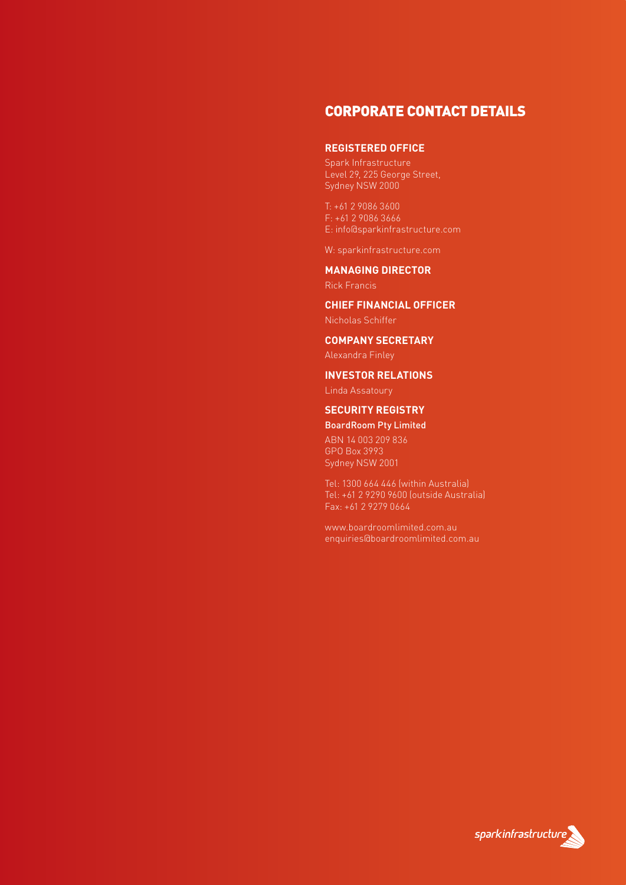# CORPORATE CONTACT DETAILS

## REGISTERED OFFICE

Spark Infrastructure
Level 29, 225 George Street,
Sydney NSW 2000

T: +61 2 9086 3600
F: +61 2 9086 3666
E: info@sparkinfrastructure.com

W: sparkinfrastructure.com

## MANAGING DIRECTOR

Rick Francis

## CHIEF FINANCIAL OFFICER

Nicholas Schiffer

## COMPANY SECRETARY

Alexandra Finley

## INVESTOR RELATIONS

Linda Assatoury

## SECURITY REGISTRY

**BoardRoom Pty Limited**

ABN 14 003 209 836
GPO Box 3993
Sydney NSW 2001

Tel: 1300 664 446 (within Australia)
Tel: +61 2 9290 9600 (outside Australia)
Fax: +61 2 9279 0664

www.boardroomlimited.com.au
enquiries@boardroomlimited.com.au

sparkinfrastructure